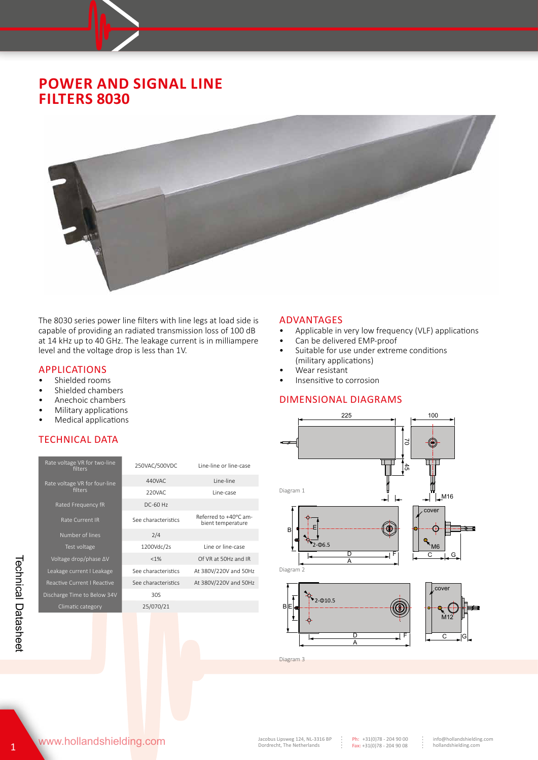# POWER AND SIGNAL LINE FILTERS 8030

The 8030 series power line filters with line legs at load side is capable of providing an radiated transmission loss of 100 dB at 14 kHz up to 40 GHz. The leakage current is in milliampere level and the voltage drop is less than 1V.

## APPLICATIONS

- Shielded rooms
- Shielded chambers
- Anechoic chambers
- Military applications
- Medical applications

## TECHNICAL DATA

| | | |
|---|---|---|
| Rate voltage VR for two-line filters | 250VAC/500VDC | Line-line or line-case |
| Rate voltage VR for four-line filters | 440VAC | Line-line |
| | 220VAC | Line-case |
| Rated Frequency fR | DC-60 Hz | |
| Rate Current IR | See characteristics | Referred to +40°C ambient temperature |
| Number of lines | 2/4 | |
| Test voltage | 1200Vdc/2s | Line or line-case |
| Voltage drop/phase ΔV | <1% | Of VR at 50Hz and IR |
| Leakage current I Leakage | See characteristics | At 380V/220V and 50Hz |
| Reactive Current I Reactive | See characteristics | At 380V/220V and 50Hz |
| Discharge Time to Below 34V | 30S | |
| Climatic category | 25/070/21 | |

## ADVANTAGES

- Applicable in very low frequency (VLF) applications
- Can be delivered EMP-proof
- Suitable for use under extreme conditions (military applications)
- Wear resistant
- Insensitive to corrosion

## DIMENSIONAL DIAGRAMS

Diagram 1

Diagram 2

Diagram 3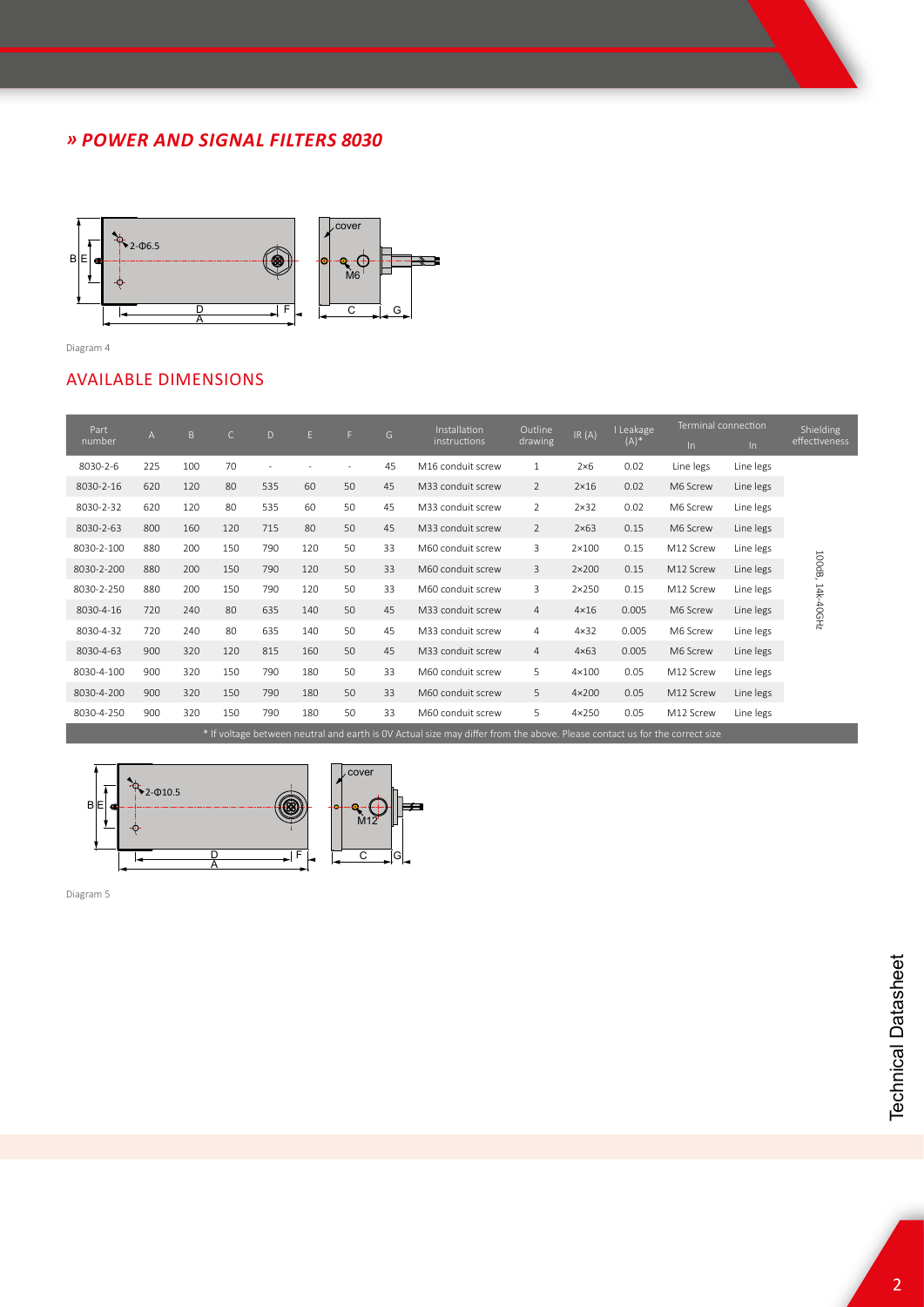## » POWER AND SIGNAL FILTERS 8030

2-Φ6.5

B E

D

A

F

cover

M6

C

G

Diagram 4

## AVAILABLE DIMENSIONS

| Part number | A | B | C | D | E | F | G | Installation instructions | Outline drawing | IR (A) | I Leakage (A)* | Terminal connection | | Shielding effectiveness |
|---|---|---|---|---|---|---|---|---|---|---|---|---|---|---|
| | | | | | | | | | | | | In | In | |
| 8030-2-6 | 225 | 100 | 70 | - | - | - | 45 | M16 conduit screw | 1 | 2×6 | 0.02 | Line legs | Line legs | 100dB, 14k-40GHz |
| 8030-2-16 | 620 | 120 | 80 | 535 | 60 | 50 | 45 | M33 conduit screw | 2 | 2×16 | 0.02 | M6 Screw | Line legs | |
| 8030-2-32 | 620 | 120 | 80 | 535 | 60 | 50 | 45 | M33 conduit screw | 2 | 2×32 | 0.02 | M6 Screw | Line legs | |
| 8030-2-63 | 800 | 160 | 120 | 715 | 80 | 50 | 45 | M33 conduit screw | 2 | 2×63 | 0.15 | M6 Screw | Line legs | |
| 8030-2-100 | 880 | 200 | 150 | 790 | 120 | 50 | 33 | M60 conduit screw | 3 | 2×100 | 0.15 | M12 Screw | Line legs | |
| 8030-2-200 | 880 | 200 | 150 | 790 | 120 | 50 | 33 | M60 conduit screw | 3 | 2×200 | 0.15 | M12 Screw | Line legs | |
| 8030-2-250 | 880 | 200 | 150 | 790 | 120 | 50 | 33 | M60 conduit screw | 3 | 2×250 | 0.15 | M12 Screw | Line legs | |
| 8030-4-16 | 720 | 240 | 80 | 635 | 140 | 50 | 45 | M33 conduit screw | 4 | 4×16 | 0.005 | M6 Screw | Line legs | |
| 8030-4-32 | 720 | 240 | 80 | 635 | 140 | 50 | 45 | M33 conduit screw | 4 | 4×32 | 0.005 | M6 Screw | Line legs | |
| 8030-4-63 | 900 | 320 | 120 | 815 | 160 | 50 | 45 | M33 conduit screw | 4 | 4×63 | 0.005 | M6 Screw | Line legs | |
| 8030-4-100 | 900 | 320 | 150 | 790 | 180 | 50 | 33 | M60 conduit screw | 5 | 4×100 | 0.05 | M12 Screw | Line legs | |
| 8030-4-200 | 900 | 320 | 150 | 790 | 180 | 50 | 33 | M60 conduit screw | 5 | 4×200 | 0.05 | M12 Screw | Line legs | |
| 8030-4-250 | 900 | 320 | 150 | 790 | 180 | 50 | 33 | M60 conduit screw | 5 | 4×250 | 0.05 | M12 Screw | Line legs | |

\* If voltage between neutral and earth is 0V Actual size may differ from the above. Please contact us for the correct size

2-Φ10.5

B E

D

A

F

cover

M12

C

G

Diagram 5

Technical Datasheet